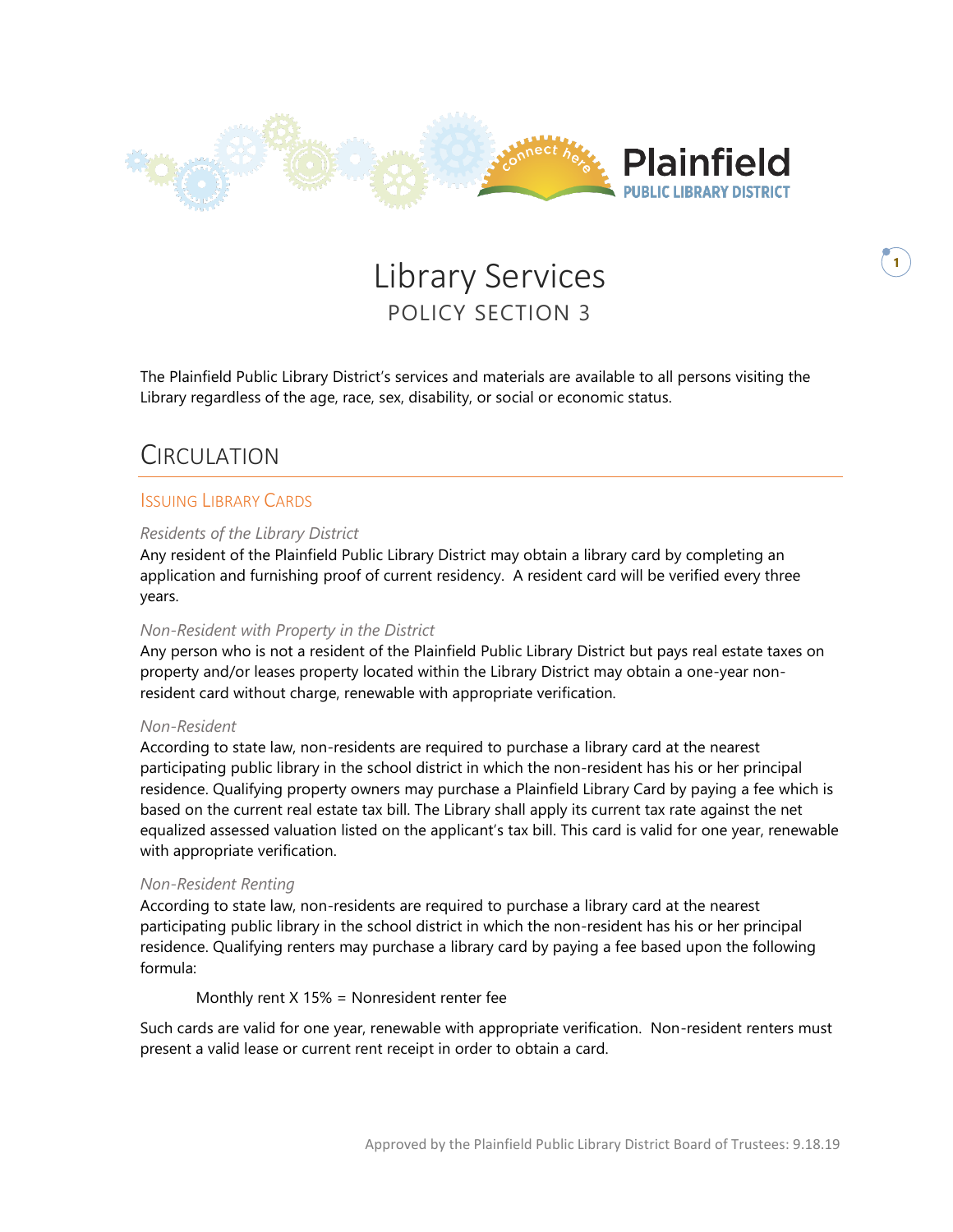# Library Services

## POLICY SECTION 3

The Plainfield Public Library District's services and materials are available to all persons visiting the Library regardless of the age, race, sex, disability, or social or economic status.

## CIRCULATION

### ISSUING LIBRARY CARDS

*Residents of the Library District*

Any resident of the Plainfield Public Library District may obtain a library card by completing an application and furnishing proof of current residency. A resident card will be verified every three years.

*Non-Resident with Property in the District*

Any person who is not a resident of the Plainfield Public Library District but pays real estate taxes on property and/or leases property located within the Library District may obtain a one-year non-resident card without charge, renewable with appropriate verification.

*Non-Resident*

According to state law, non-residents are required to purchase a library card at the nearest participating public library in the school district in which the non-resident has his or her principal residence. Qualifying property owners may purchase a Plainfield Library Card by paying a fee which is based on the current real estate tax bill. The Library shall apply its current tax rate against the net equalized assessed valuation listed on the applicant's tax bill. This card is valid for one year, renewable with appropriate verification.

*Non-Resident Renting*

According to state law, non-residents are required to purchase a library card at the nearest participating public library in the school district in which the non-resident has his or her principal residence. Qualifying renters may purchase a library card by paying a fee based upon the following formula:

Monthly rent X 15% = Nonresident renter fee

Such cards are valid for one year, renewable with appropriate verification. Non-resident renters must present a valid lease or current rent receipt in order to obtain a card.

Approved by the Plainfield Public Library District Board of Trustees: 9.18.19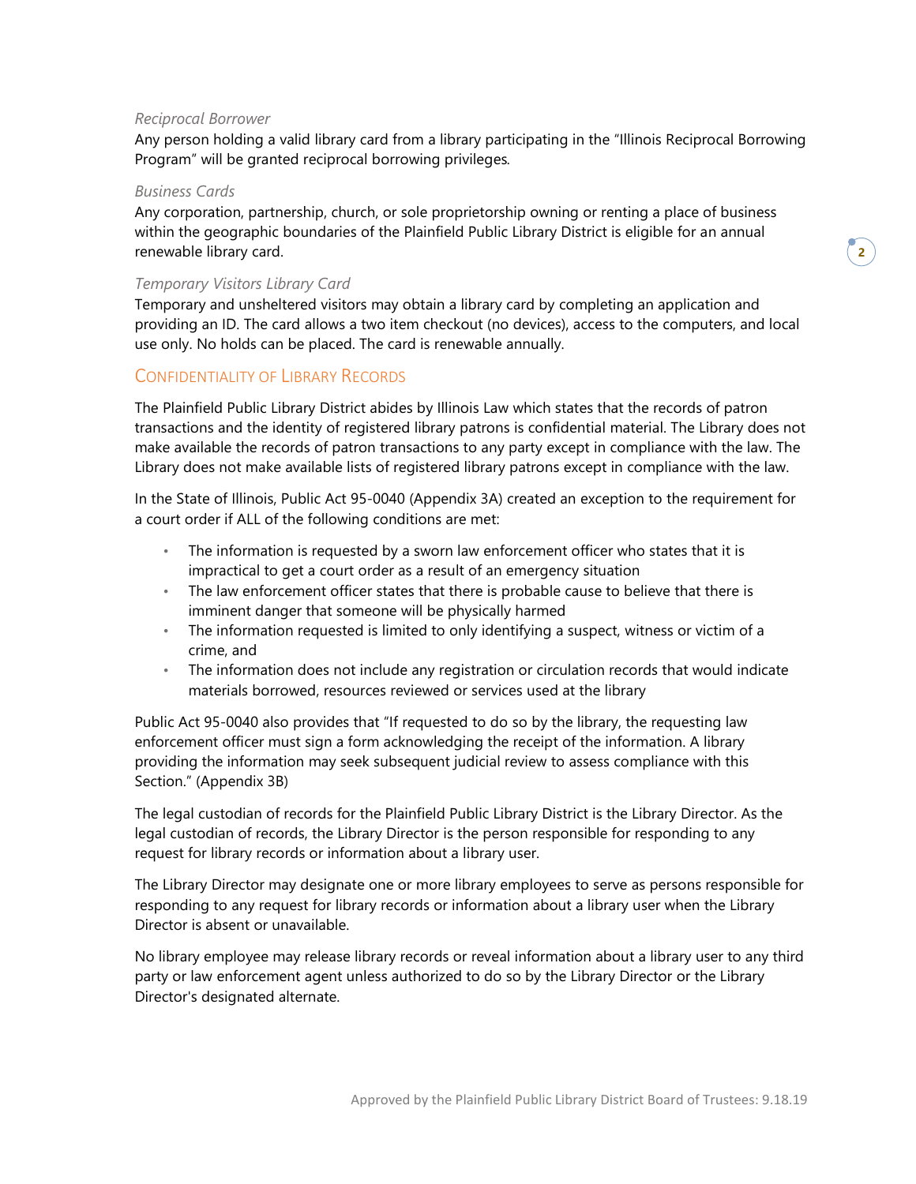*Reciprocal Borrower*

Any person holding a valid library card from a library participating in the "Illinois Reciprocal Borrowing Program" will be granted reciprocal borrowing privileges.

*Business Cards*

Any corporation, partnership, church, or sole proprietorship owning or renting a place of business within the geographic boundaries of the Plainfield Public Library District is eligible for an annual renewable library card.

*Temporary Visitors Library Card*

Temporary and unsheltered visitors may obtain a library card by completing an application and providing an ID. The card allows a two item checkout (no devices), access to the computers, and local use only. No holds can be placed. The card is renewable annually.

## Confidentiality of Library Records

The Plainfield Public Library District abides by Illinois Law which states that the records of patron transactions and the identity of registered library patrons is confidential material. The Library does not make available the records of patron transactions to any party except in compliance with the law. The Library does not make available lists of registered library patrons except in compliance with the law.

In the State of Illinois, Public Act 95-0040 (Appendix 3A) created an exception to the requirement for a court order if ALL of the following conditions are met:

- The information is requested by a sworn law enforcement officer who states that it is impractical to get a court order as a result of an emergency situation
- The law enforcement officer states that there is probable cause to believe that there is imminent danger that someone will be physically harmed
- The information requested is limited to only identifying a suspect, witness or victim of a crime, and
- The information does not include any registration or circulation records that would indicate materials borrowed, resources reviewed or services used at the library

Public Act 95-0040 also provides that "If requested to do so by the library, the requesting law enforcement officer must sign a form acknowledging the receipt of the information. A library providing the information may seek subsequent judicial review to assess compliance with this Section." (Appendix 3B)

The legal custodian of records for the Plainfield Public Library District is the Library Director. As the legal custodian of records, the Library Director is the person responsible for responding to any request for library records or information about a library user.

The Library Director may designate one or more library employees to serve as persons responsible for responding to any request for library records or information about a library user when the Library Director is absent or unavailable.

No library employee may release library records or reveal information about a library user to any third party or law enforcement agent unless authorized to do so by the Library Director or the Library Director's designated alternate.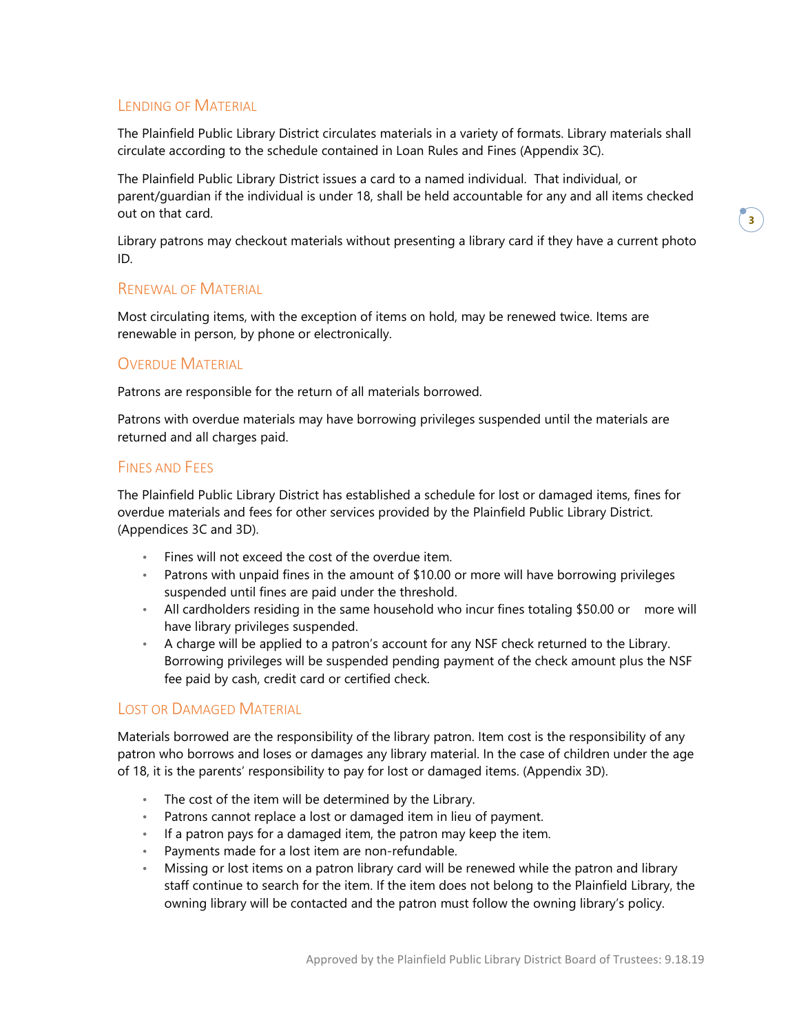## Lending of Material

The Plainfield Public Library District circulates materials in a variety of formats. Library materials shall circulate according to the schedule contained in Loan Rules and Fines (Appendix 3C).

The Plainfield Public Library District issues a card to a named individual. That individual, or parent/guardian if the individual is under 18, shall be held accountable for any and all items checked out on that card.

Library patrons may checkout materials without presenting a library card if they have a current photo ID.

## Renewal of Material

Most circulating items, with the exception of items on hold, may be renewed twice. Items are renewable in person, by phone or electronically.

## Overdue Material

Patrons are responsible for the return of all materials borrowed.

Patrons with overdue materials may have borrowing privileges suspended until the materials are returned and all charges paid.

## Fines and Fees

The Plainfield Public Library District has established a schedule for lost or damaged items, fines for overdue materials and fees for other services provided by the Plainfield Public Library District. (Appendices 3C and 3D).

- Fines will not exceed the cost of the overdue item.
- Patrons with unpaid fines in the amount of $10.00 or more will have borrowing privileges suspended until fines are paid under the threshold.
- All cardholders residing in the same household who incur fines totaling $50.00 or more will have library privileges suspended.
- A charge will be applied to a patron's account for any NSF check returned to the Library. Borrowing privileges will be suspended pending payment of the check amount plus the NSF fee paid by cash, credit card or certified check.

## Lost or Damaged Material

Materials borrowed are the responsibility of the library patron. Item cost is the responsibility of any patron who borrows and loses or damages any library material. In the case of children under the age of 18, it is the parents' responsibility to pay for lost or damaged items. (Appendix 3D).

- The cost of the item will be determined by the Library.
- Patrons cannot replace a lost or damaged item in lieu of payment.
- If a patron pays for a damaged item, the patron may keep the item.
- Payments made for a lost item are non-refundable.
- Missing or lost items on a patron library card will be renewed while the patron and library staff continue to search for the item. If the item does not belong to the Plainfield Library, the owning library will be contacted and the patron must follow the owning library's policy.

Approved by the Plainfield Public Library District Board of Trustees: 9.18.19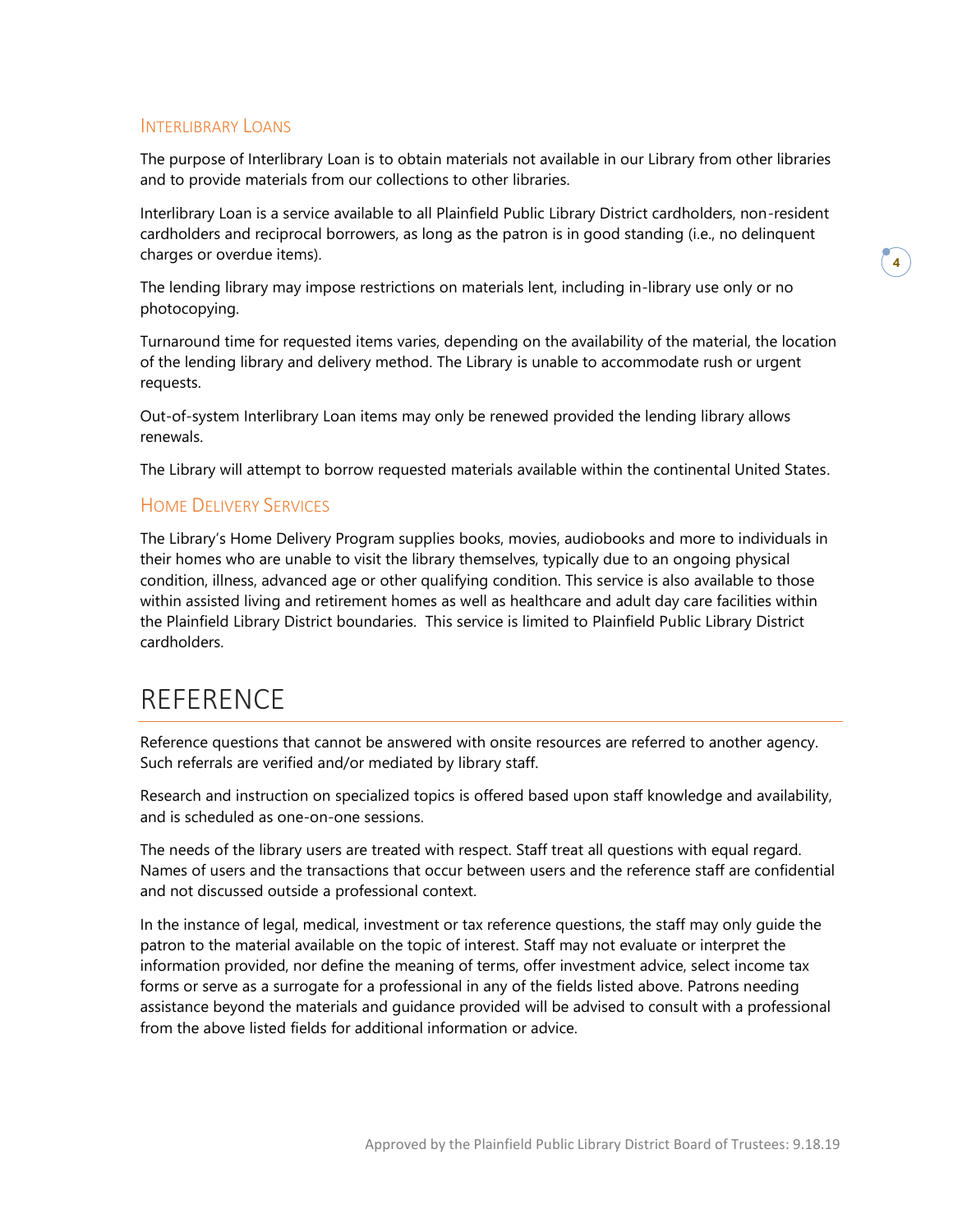### Interlibrary Loans

The purpose of Interlibrary Loan is to obtain materials not available in our Library from other libraries and to provide materials from our collections to other libraries.

Interlibrary Loan is a service available to all Plainfield Public Library District cardholders, non-resident cardholders and reciprocal borrowers, as long as the patron is in good standing (i.e., no delinquent charges or overdue items).

The lending library may impose restrictions on materials lent, including in-library use only or no photocopying.

Turnaround time for requested items varies, depending on the availability of the material, the location of the lending library and delivery method. The Library is unable to accommodate rush or urgent requests.

Out-of-system Interlibrary Loan items may only be renewed provided the lending library allows renewals.

The Library will attempt to borrow requested materials available within the continental United States.

### Home Delivery Services

The Library's Home Delivery Program supplies books, movies, audiobooks and more to individuals in their homes who are unable to visit the library themselves, typically due to an ongoing physical condition, illness, advanced age or other qualifying condition. This service is also available to those within assisted living and retirement homes as well as healthcare and adult day care facilities within the Plainfield Library District boundaries. This service is limited to Plainfield Public Library District cardholders.

## REFERENCE

Reference questions that cannot be answered with onsite resources are referred to another agency. Such referrals are verified and/or mediated by library staff.

Research and instruction on specialized topics is offered based upon staff knowledge and availability, and is scheduled as one-on-one sessions.

The needs of the library users are treated with respect. Staff treat all questions with equal regard. Names of users and the transactions that occur between users and the reference staff are confidential and not discussed outside a professional context.

In the instance of legal, medical, investment or tax reference questions, the staff may only guide the patron to the material available on the topic of interest. Staff may not evaluate or interpret the information provided, nor define the meaning of terms, offer investment advice, select income tax forms or serve as a surrogate for a professional in any of the fields listed above. Patrons needing assistance beyond the materials and guidance provided will be advised to consult with a professional from the above listed fields for additional information or advice.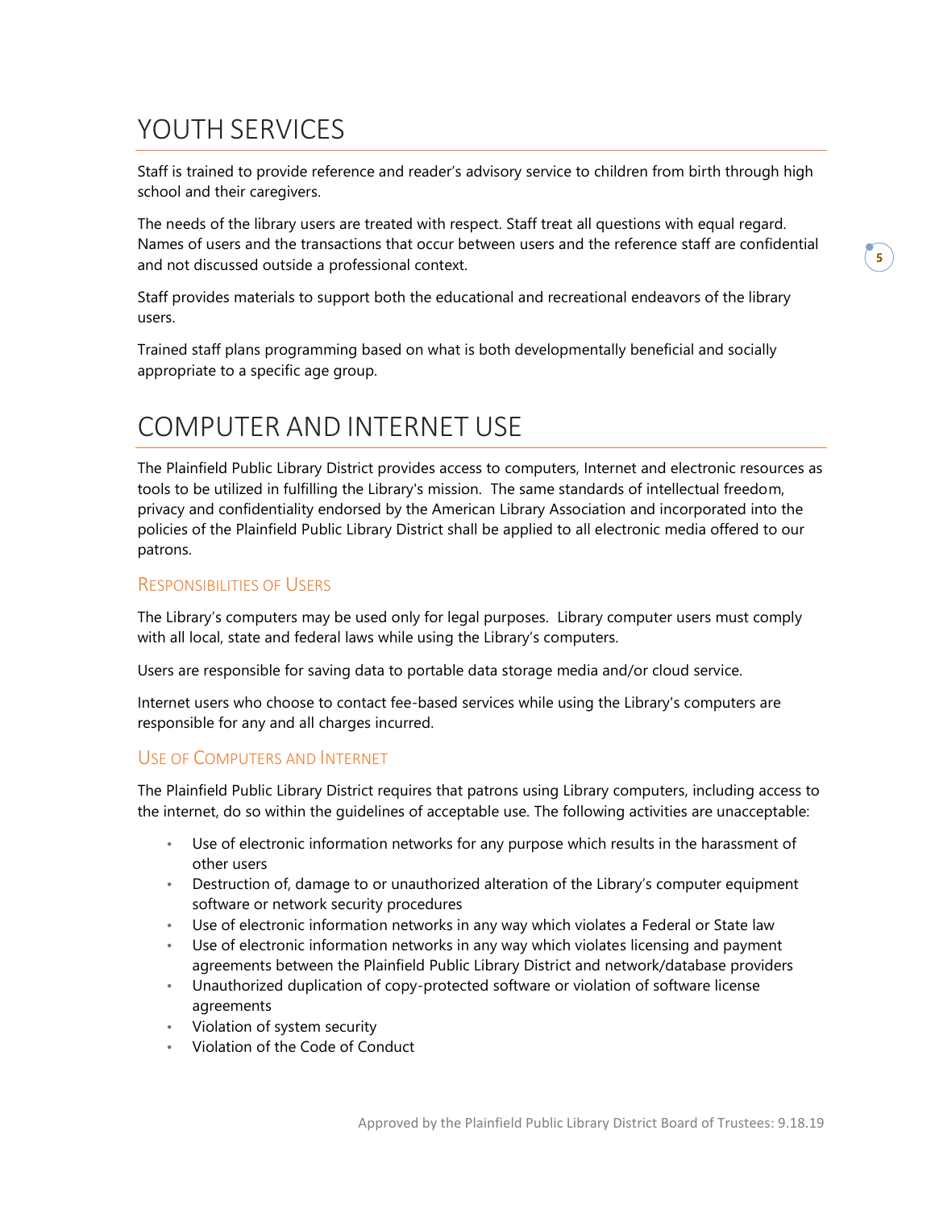# YOUTH SERVICES

Staff is trained to provide reference and reader's advisory service to children from birth through high school and their caregivers.

The needs of the library users are treated with respect. Staff treat all questions with equal regard. Names of users and the transactions that occur between users and the reference staff are confidential and not discussed outside a professional context.

Staff provides materials to support both the educational and recreational endeavors of the library users.

Trained staff plans programming based on what is both developmentally beneficial and socially appropriate to a specific age group.

# COMPUTER AND INTERNET USE

The Plainfield Public Library District provides access to computers, Internet and electronic resources as tools to be utilized in fulfilling the Library's mission. The same standards of intellectual freedom, privacy and confidentiality endorsed by the American Library Association and incorporated into the policies of the Plainfield Public Library District shall be applied to all electronic media offered to our patrons.

## Responsibilities of Users

The Library's computers may be used only for legal purposes. Library computer users must comply with all local, state and federal laws while using the Library's computers.

Users are responsible for saving data to portable data storage media and/or cloud service.

Internet users who choose to contact fee-based services while using the Library's computers are responsible for any and all charges incurred.

## Use of Computers and Internet

The Plainfield Public Library District requires that patrons using Library computers, including access to the internet, do so within the guidelines of acceptable use. The following activities are unacceptable:

- Use of electronic information networks for any purpose which results in the harassment of other users
- Destruction of, damage to or unauthorized alteration of the Library's computer equipment software or network security procedures
- Use of electronic information networks in any way which violates a Federal or State law
- Use of electronic information networks in any way which violates licensing and payment agreements between the Plainfield Public Library District and network/database providers
- Unauthorized duplication of copy-protected software or violation of software license agreements
- Violation of system security
- Violation of the Code of Conduct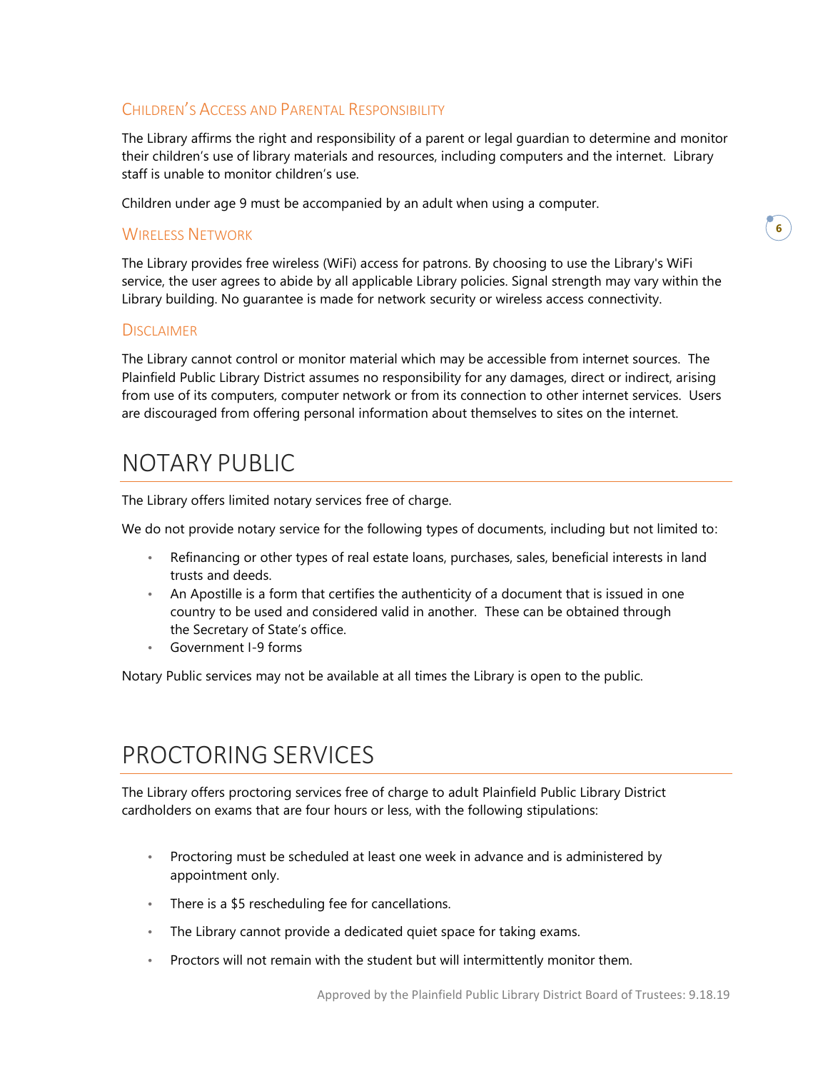### Children's Access and Parental Responsibility

The Library affirms the right and responsibility of a parent or legal guardian to determine and monitor their children's use of library materials and resources, including computers and the internet. Library staff is unable to monitor children's use.

Children under age 9 must be accompanied by an adult when using a computer.

### Wireless Network

The Library provides free wireless (WiFi) access for patrons. By choosing to use the Library's WiFi service, the user agrees to abide by all applicable Library policies. Signal strength may vary within the Library building. No guarantee is made for network security or wireless access connectivity.

### Disclaimer

The Library cannot control or monitor material which may be accessible from internet sources. The Plainfield Public Library District assumes no responsibility for any damages, direct or indirect, arising from use of its computers, computer network or from its connection to other internet services. Users are discouraged from offering personal information about themselves to sites on the internet.

# NOTARY PUBLIC

The Library offers limited notary services free of charge.

We do not provide notary service for the following types of documents, including but not limited to:

- Refinancing or other types of real estate loans, purchases, sales, beneficial interests in land trusts and deeds.
- An Apostille is a form that certifies the authenticity of a document that is issued in one country to be used and considered valid in another. These can be obtained through the Secretary of State's office.
- Government I-9 forms

Notary Public services may not be available at all times the Library is open to the public.

# PROCTORING SERVICES

The Library offers proctoring services free of charge to adult Plainfield Public Library District cardholders on exams that are four hours or less, with the following stipulations:

- Proctoring must be scheduled at least one week in advance and is administered by appointment only.
- There is a $5 rescheduling fee for cancellations.
- The Library cannot provide a dedicated quiet space for taking exams.
- Proctors will not remain with the student but will intermittently monitor them.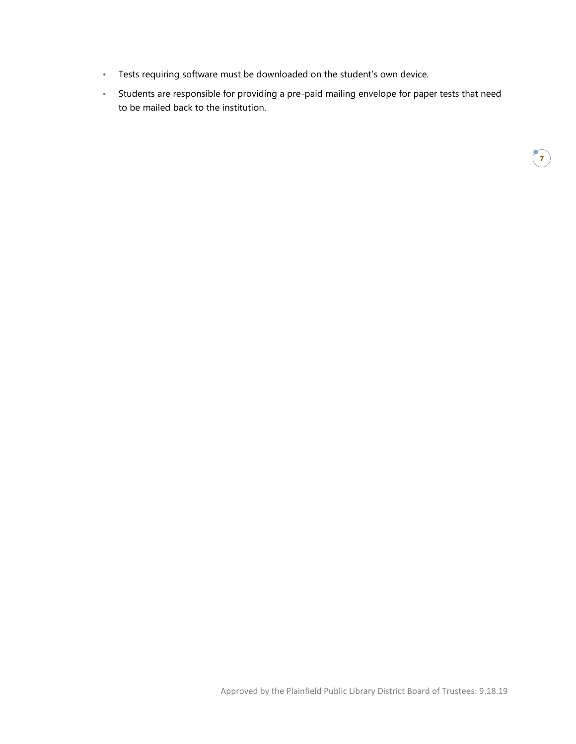- Tests requiring software must be downloaded on the student's own device.
- Students are responsible for providing a pre-paid mailing envelope for paper tests that need to be mailed back to the institution.

Approved by the Plainfield Public Library District Board of Trustees: 9.18.19